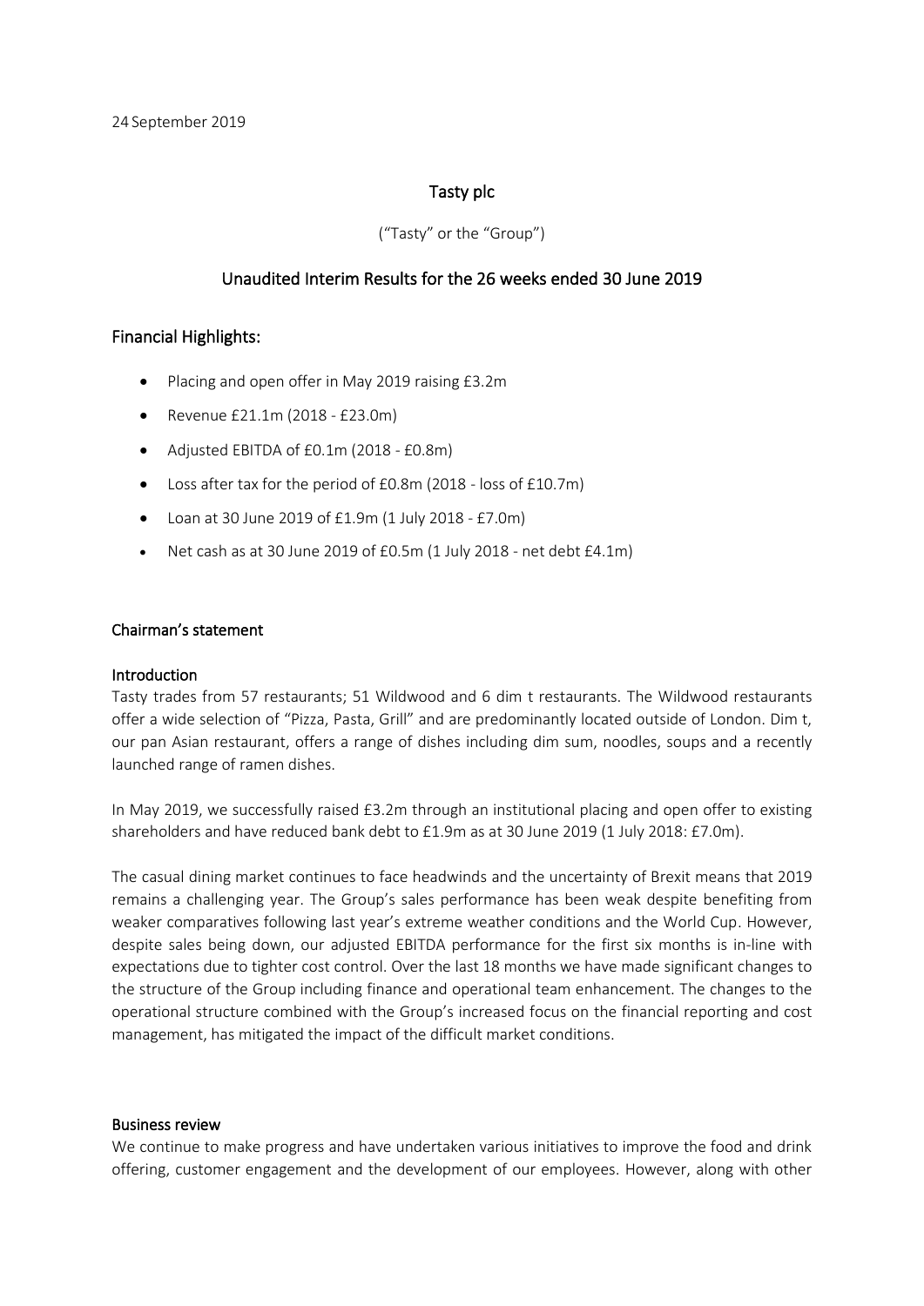24 September 2019

# Tasty plc

("Tasty" or the "Group")

## Unaudited Interim Results for the 26 weeks ended 30 June 2019

## Financial Highlights:

- Placing and open offer in May 2019 raising £3.2m
- Revenue £21.1m (2018 - £23.0m)
- Adjusted EBITDA of £0.1m (2018 - £0.8m)
- Loss after tax for the period of £0.8m (2018 - loss of £10.7m)
- Loan at 30 June 2019 of £1.9m (1 July 2018 - £7.0m)
- Net cash as at 30 June 2019 of £0.5m (1 July 2018 - net debt £4.1m)

### Chairman's statement

#### Introduction

Tasty trades from 57 restaurants; 51 Wildwood and 6 dim t restaurants. The Wildwood restaurants offer a wide selection of "Pizza, Pasta, Grill" and are predominantly located outside of London. Dim t, our pan Asian restaurant, offers a range of dishes including dim sum, noodles, soups and a recently launched range of ramen dishes.

In May 2019, we successfully raised £3.2m through an institutional placing and open offer to existing shareholders and have reduced bank debt to £1.9m as at 30 June 2019 (1 July 2018: £7.0m).

The casual dining market continues to face headwinds and the uncertainty of Brexit means that 2019 remains a challenging year. The Group's sales performance has been weak despite benefiting from weaker comparatives following last year's extreme weather conditions and the World Cup. However, despite sales being down, our adjusted EBITDA performance for the first six months is in-line with expectations due to tighter cost control. Over the last 18 months we have made significant changes to the structure of the Group including finance and operational team enhancement. The changes to the operational structure combined with the Group's increased focus on the financial reporting and cost management, has mitigated the impact of the difficult market conditions.

#### Business review

We continue to make progress and have undertaken various initiatives to improve the food and drink offering, customer engagement and the development of our employees. However, along with other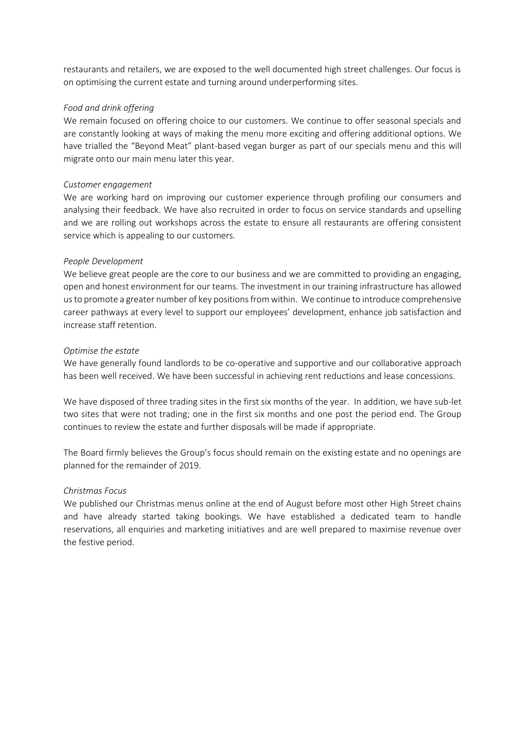restaurants and retailers, we are exposed to the well documented high street challenges. Our focus is on optimising the current estate and turning around underperforming sites.

*Food and drink offering*

We remain focused on offering choice to our customers. We continue to offer seasonal specials and are constantly looking at ways of making the menu more exciting and offering additional options. We have trialled the "Beyond Meat" plant-based vegan burger as part of our specials menu and this will migrate onto our main menu later this year.

*Customer engagement*

We are working hard on improving our customer experience through profiling our consumers and analysing their feedback. We have also recruited in order to focus on service standards and upselling and we are rolling out workshops across the estate to ensure all restaurants are offering consistent service which is appealing to our customers.

*People Development*

We believe great people are the core to our business and we are committed to providing an engaging, open and honest environment for our teams. The investment in our training infrastructure has allowed us to promote a greater number of key positions from within. We continue to introduce comprehensive career pathways at every level to support our employees' development, enhance job satisfaction and increase staff retention.

*Optimise the estate*

We have generally found landlords to be co-operative and supportive and our collaborative approach has been well received. We have been successful in achieving rent reductions and lease concessions.

We have disposed of three trading sites in the first six months of the year. In addition, we have sub-let two sites that were not trading; one in the first six months and one post the period end. The Group continues to review the estate and further disposals will be made if appropriate.

The Board firmly believes the Group's focus should remain on the existing estate and no openings are planned for the remainder of 2019.

*Christmas Focus*

We published our Christmas menus online at the end of August before most other High Street chains and have already started taking bookings. We have established a dedicated team to handle reservations, all enquiries and marketing initiatives and are well prepared to maximise revenue over the festive period.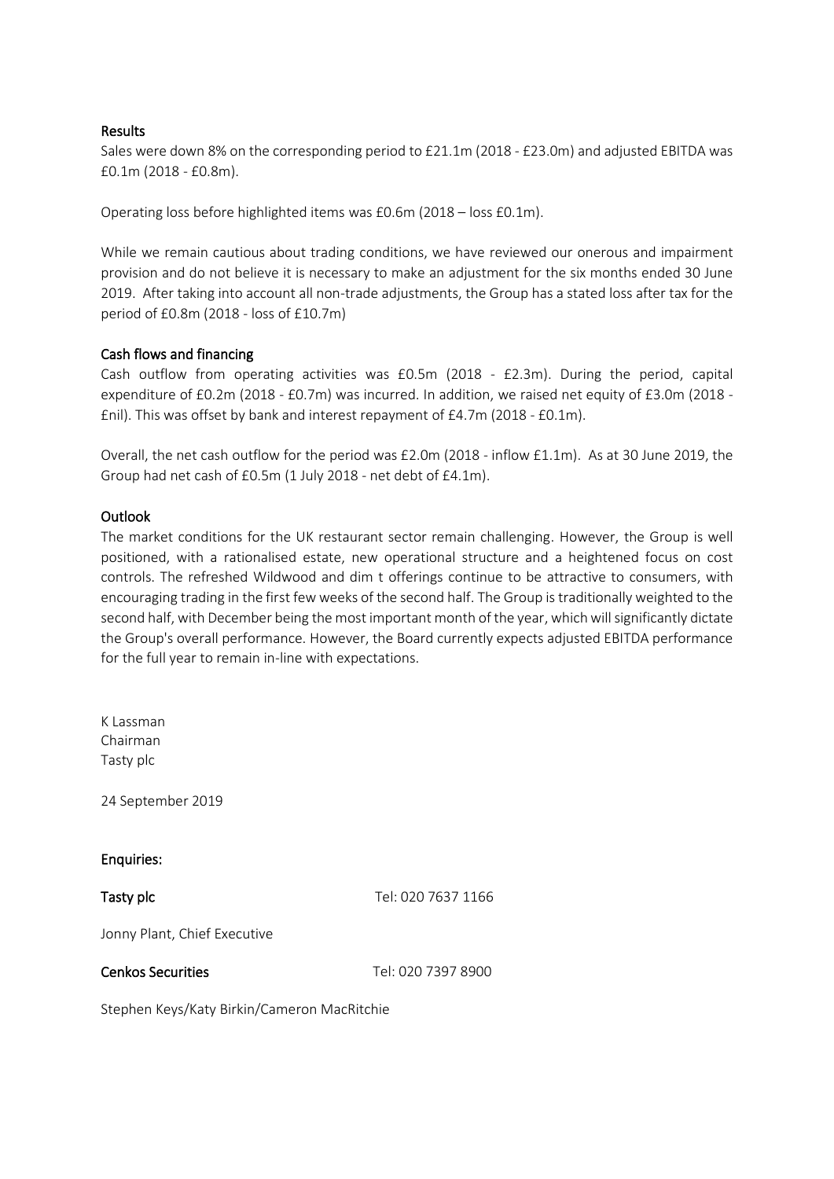## Results

Sales were down 8% on the corresponding period to £21.1m (2018 - £23.0m) and adjusted EBITDA was £0.1m (2018 - £0.8m).

Operating loss before highlighted items was £0.6m (2018 – loss £0.1m).

While we remain cautious about trading conditions, we have reviewed our onerous and impairment provision and do not believe it is necessary to make an adjustment for the six months ended 30 June 2019. After taking into account all non-trade adjustments, the Group has a stated loss after tax for the period of £0.8m (2018 - loss of £10.7m)

## Cash flows and financing

Cash outflow from operating activities was £0.5m (2018 - £2.3m). During the period, capital expenditure of £0.2m (2018 - £0.7m) was incurred. In addition, we raised net equity of £3.0m (2018 - £nil). This was offset by bank and interest repayment of £4.7m (2018 - £0.1m).

Overall, the net cash outflow for the period was £2.0m (2018 - inflow £1.1m). As at 30 June 2019, the Group had net cash of £0.5m (1 July 2018 - net debt of £4.1m).

## Outlook

The market conditions for the UK restaurant sector remain challenging. However, the Group is well positioned, with a rationalised estate, new operational structure and a heightened focus on cost controls. The refreshed Wildwood and dim t offerings continue to be attractive to consumers, with encouraging trading in the first few weeks of the second half. The Group is traditionally weighted to the second half, with December being the most important month of the year, which will significantly dictate the Group's overall performance. However, the Board currently expects adjusted EBITDA performance for the full year to remain in-line with expectations.

K Lassman
Chairman
Tasty plc

24 September 2019

**Enquiries:**

| | |
|---|---|
| **Tasty plc** | Tel: 020 7637 1166 |
| Jonny Plant, Chief Executive | |
| **Cenkos Securities** | Tel: 020 7397 8900 |
| Stephen Keys/Katy Birkin/Cameron MacRitchie | |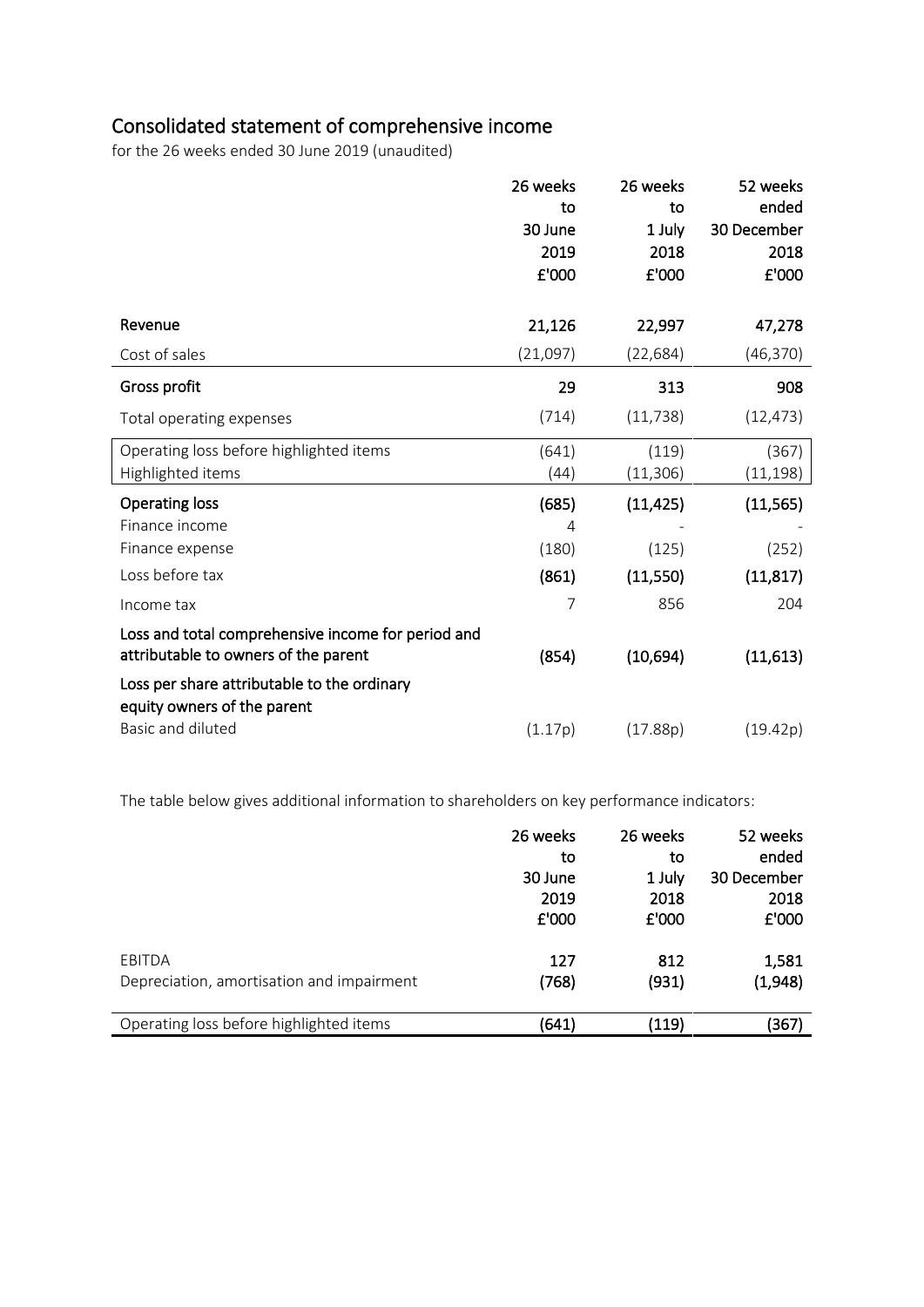# Consolidated statement of comprehensive income

for the 26 weeks ended 30 June 2019 (unaudited)

| | 26 weeks to 30 June 2019 £'000 | 26 weeks to 1 July 2018 £'000 | 52 weeks ended 30 December 2018 £'000 |
|---|---|---|---|
| **Revenue** | **21,126** | **22,997** | **47,278** |
| Cost of sales | (21,097) | (22,684) | (46,370) |
| **Gross profit** | **29** | **313** | **908** |
| Total operating expenses | (714) | (11,738) | (12,473) |
| Operating loss before highlighted items | (641) | (119) | (367) |
| Highlighted items | (44) | (11,306) | (11,198) |
| **Operating loss** | **(685)** | **(11,425)** | **(11,565)** |
| Finance income | 4 | - | - |
| Finance expense | (180) | (125) | (252) |
| Loss before tax | **(861)** | **(11,550)** | **(11,817)** |
| Income tax | 7 | 856 | 204 |
| **Loss and total comprehensive income for period and attributable to owners of the parent** | **(854)** | **(10,694)** | **(11,613)** |
| **Loss per share attributable to the ordinary equity owners of the parent** | | | |
| Basic and diluted | (1.17p) | (17.88p) | (19.42p) |

The table below gives additional information to shareholders on key performance indicators:

| | 26 weeks to 30 June 2019 £'000 | 26 weeks to 1 July 2018 £'000 | 52 weeks ended 30 December 2018 £'000 |
|---|---|---|---|
| EBITDA | **127** | **812** | **1,581** |
| Depreciation, amortisation and impairment | **(768)** | **(931)** | **(1,948)** |
| Operating loss before highlighted items | **(641)** | **(119)** | **(367)** |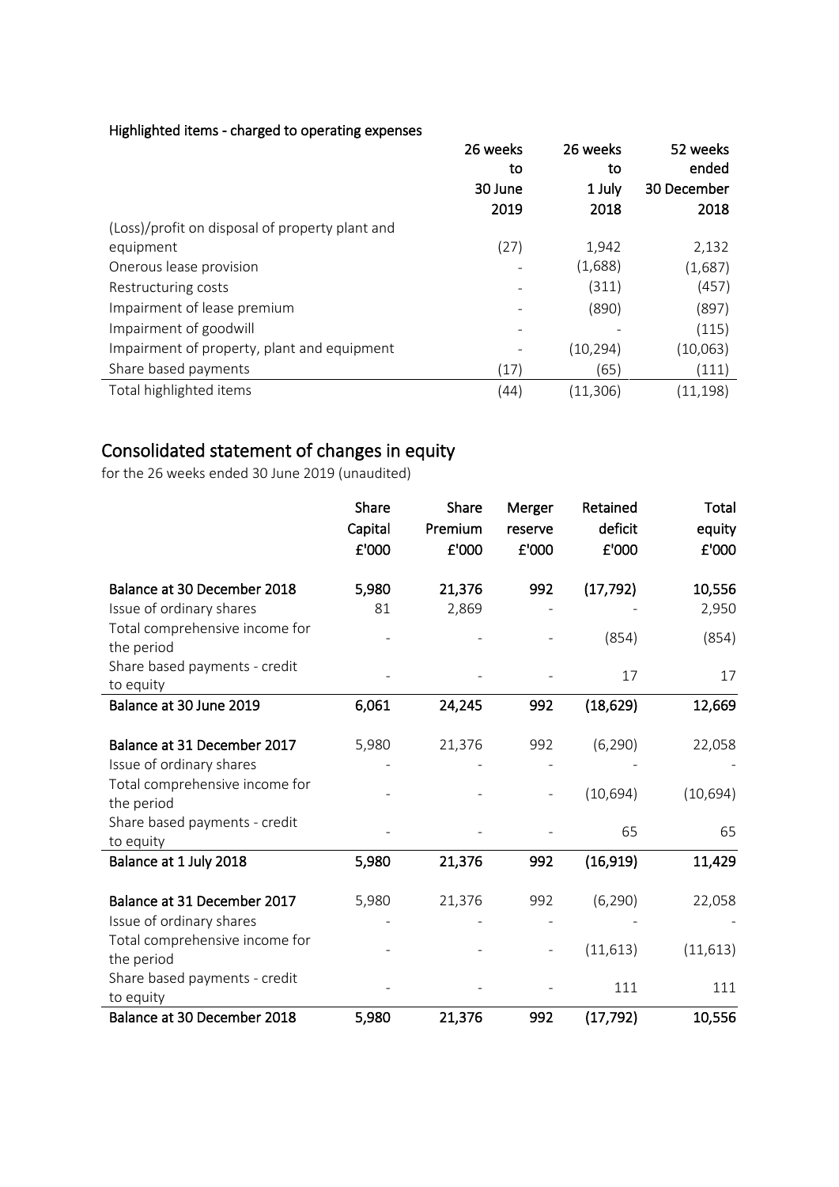**Highlighted items - charged to operating expenses**

| | 26 weeks to 30 June 2019 | 26 weeks to 1 July 2018 | 52 weeks ended 30 December 2018 |
|---|---|---|---|
| (Loss)/profit on disposal of property plant and equipment | (27) | 1,942 | 2,132 |
| Onerous lease provision | - | (1,688) | (1,687) |
| Restructuring costs | - | (311) | (457) |
| Impairment of lease premium | - | (890) | (897) |
| Impairment of goodwill | - | - | (115) |
| Impairment of property, plant and equipment | - | (10,294) | (10,063) |
| Share based payments | (17) | (65) | (111) |
| Total highlighted items | (44) | (11,306) | (11,198) |

## Consolidated statement of changes in equity

for the 26 weeks ended 30 June 2019 (unaudited)

| | Share Capital £'000 | Share Premium £'000 | Merger reserve £'000 | Retained deficit £'000 | Total equity £'000 |
|---|---|---|---|---|---|
| **Balance at 30 December 2018** | **5,980** | **21,376** | **992** | **(17,792)** | **10,556** |
| Issue of ordinary shares | 81 | 2,869 | - | - | 2,950 |
| Total comprehensive income for the period | - | - | - | (854) | (854) |
| Share based payments - credit to equity | - | - | - | 17 | 17 |
| **Balance at 30 June 2019** | **6,061** | **24,245** | **992** | **(18,629)** | **12,669** |
| | | | | | |
| **Balance at 31 December 2017** | 5,980 | 21,376 | 992 | (6,290) | 22,058 |
| Issue of ordinary shares | - | - | - | - | - |
| Total comprehensive income for the period | - | - | - | (10,694) | (10,694) |
| Share based payments - credit to equity | - | - | - | 65 | 65 |
| **Balance at 1 July 2018** | **5,980** | **21,376** | **992** | **(16,919)** | **11,429** |
| | | | | | |
| **Balance at 31 December 2017** | 5,980 | 21,376 | 992 | (6,290) | 22,058 |
| Issue of ordinary shares | - | - | - | - | - |
| Total comprehensive income for the period | - | - | - | (11,613) | (11,613) |
| Share based payments - credit to equity | - | - | - | 111 | 111 |
| **Balance at 30 December 2018** | **5,980** | **21,376** | **992** | **(17,792)** | **10,556** |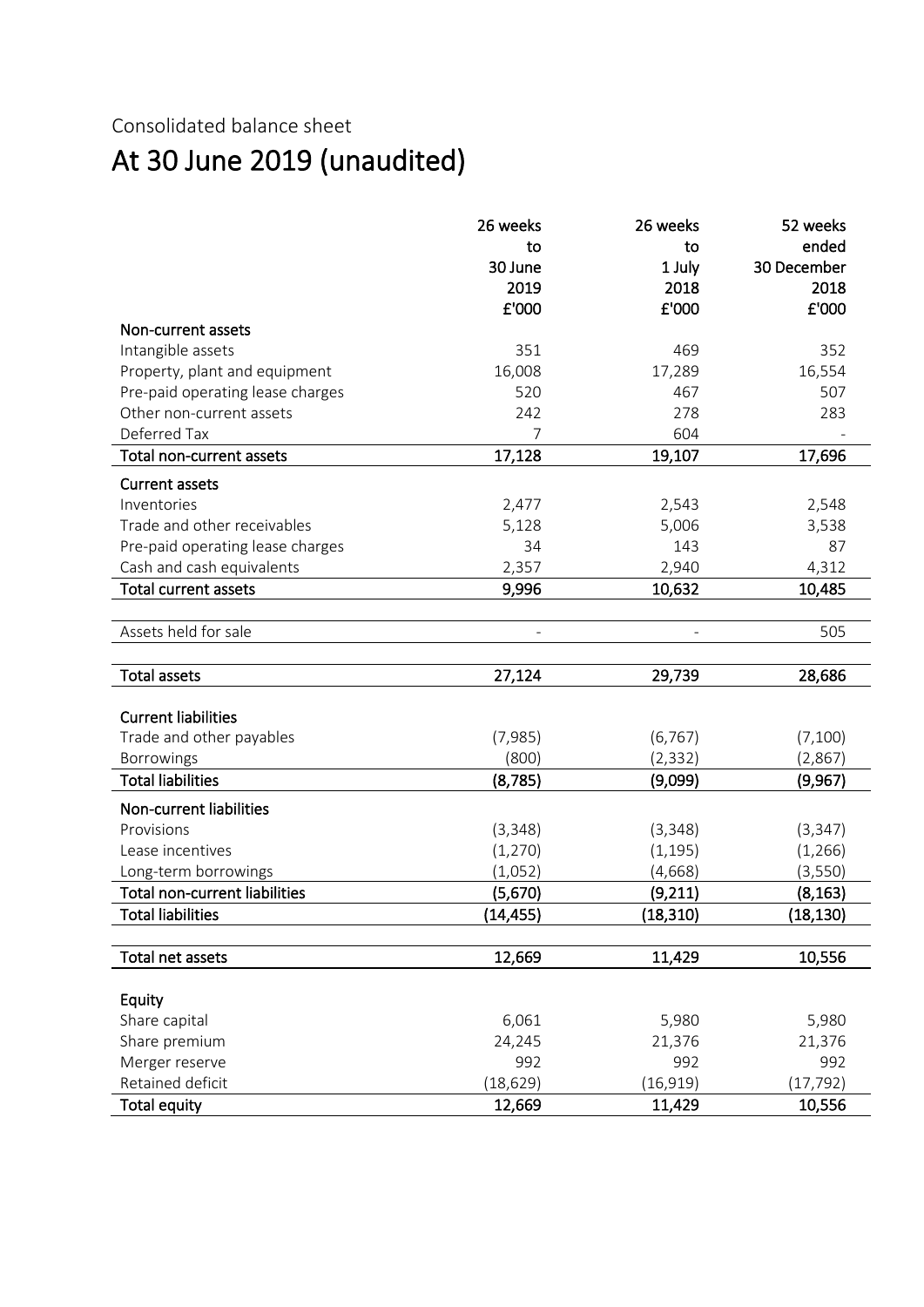Consolidated balance sheet

# At 30 June 2019 (unaudited)

| | 26 weeks to 30 June 2019 £'000 | 26 weeks to 1 July 2018 £'000 | 52 weeks ended 30 December 2018 £'000 |
|---|---|---|---|
| **Non-current assets** | | | |
| Intangible assets | 351 | 469 | 352 |
| Property, plant and equipment | 16,008 | 17,289 | 16,554 |
| Pre-paid operating lease charges | 520 | 467 | 507 |
| Other non-current assets | 242 | 278 | 283 |
| Deferred Tax | 7 | 604 | - |
| **Total non-current assets** | **17,128** | **19,107** | **17,696** |
| **Current assets** | | | |
| Inventories | 2,477 | 2,543 | 2,548 |
| Trade and other receivables | 5,128 | 5,006 | 3,538 |
| Pre-paid operating lease charges | 34 | 143 | 87 |
| Cash and cash equivalents | 2,357 | 2,940 | 4,312 |
| **Total current assets** | **9,996** | **10,632** | **10,485** |
| Assets held for sale | - | - | 505 |
| **Total assets** | **27,124** | **29,739** | **28,686** |
| **Current liabilities** | | | |
| Trade and other payables | (7,985) | (6,767) | (7,100) |
| Borrowings | (800) | (2,332) | (2,867) |
| **Total liabilities** | **(8,785)** | **(9,099)** | **(9,967)** |
| **Non-current liabilities** | | | |
| Provisions | (3,348) | (3,348) | (3,347) |
| Lease incentives | (1,270) | (1,195) | (1,266) |
| Long-term borrowings | (1,052) | (4,668) | (3,550) |
| **Total non-current liabilities** | **(5,670)** | **(9,211)** | **(8,163)** |
| **Total liabilities** | **(14,455)** | **(18,310)** | **(18,130)** |
| **Total net assets** | **12,669** | **11,429** | **10,556** |
| **Equity** | | | |
| Share capital | 6,061 | 5,980 | 5,980 |
| Share premium | 24,245 | 21,376 | 21,376 |
| Merger reserve | 992 | 992 | 992 |
| Retained deficit | (18,629) | (16,919) | (17,792) |
| **Total equity** | **12,669** | **11,429** | **10,556** |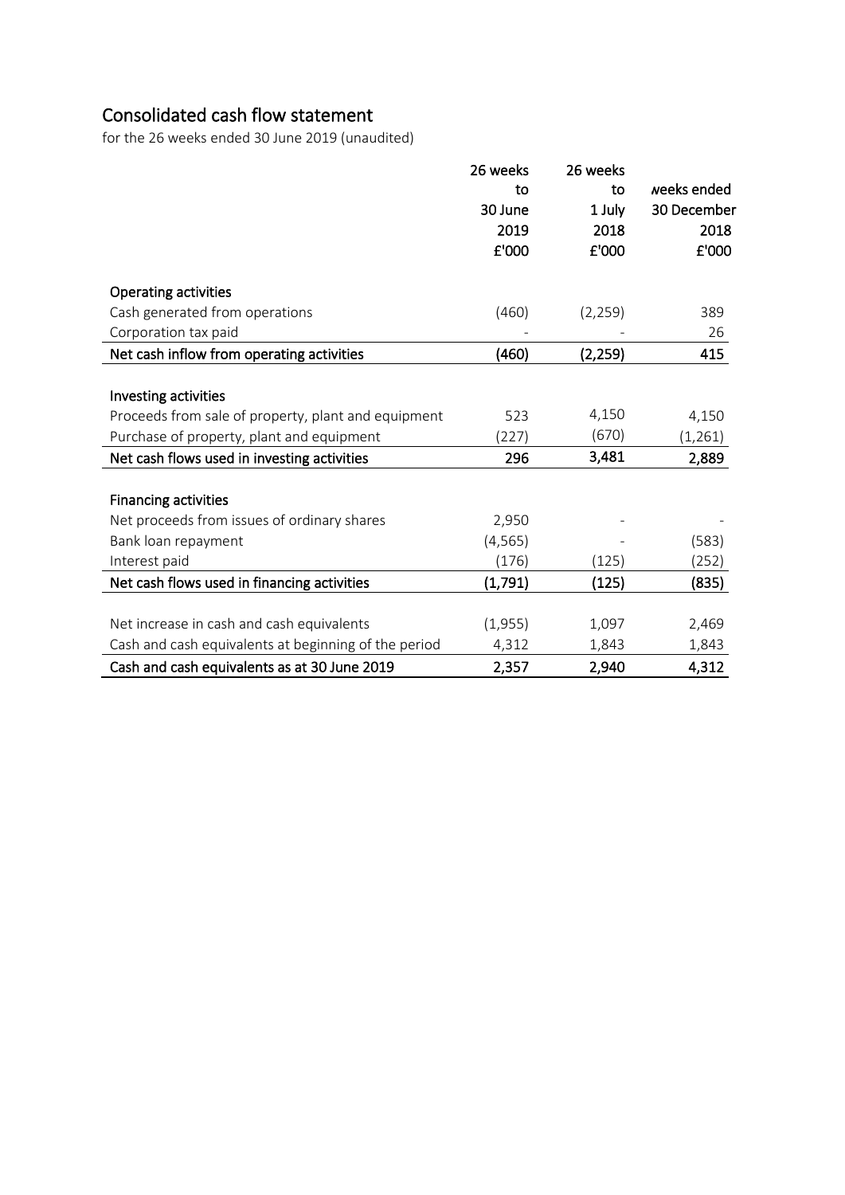# Consolidated cash flow statement

for the 26 weeks ended 30 June 2019 (unaudited)

| | 26 weeks to 30 June 2019 £'000 | 26 weeks to 1 July 2018 £'000 | weeks ended 30 December 2018 £'000 |
|---|---|---|---|
| **Operating activities** | | | |
| Cash generated from operations | (460) | (2,259) | 389 |
| Corporation tax paid | - | - | 26 |
| **Net cash inflow from operating activities** | **(460)** | **(2,259)** | **415** |
| **Investing activities** | | | |
| Proceeds from sale of property, plant and equipment | 523 | 4,150 | 4,150 |
| Purchase of property, plant and equipment | (227) | (670) | (1,261) |
| **Net cash flows used in investing activities** | **296** | **3,481** | **2,889** |
| **Financing activities** | | | |
| Net proceeds from issues of ordinary shares | 2,950 | - | - |
| Bank loan repayment | (4,565) | - | (583) |
| Interest paid | (176) | (125) | (252) |
| **Net cash flows used in financing activities** | **(1,791)** | **(125)** | **(835)** |
| Net increase in cash and cash equivalents | (1,955) | 1,097 | 2,469 |
| Cash and cash equivalents at beginning of the period | 4,312 | 1,843 | 1,843 |
| **Cash and cash equivalents as at 30 June 2019** | **2,357** | **2,940** | **4,312** |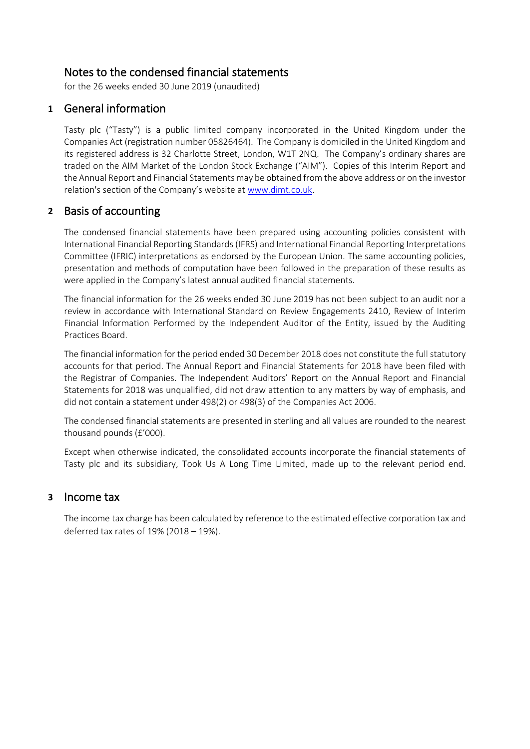# Notes to the condensed financial statements

for the 26 weeks ended 30 June 2019 (unaudited)

## 1 General information

Tasty plc ("Tasty") is a public limited company incorporated in the United Kingdom under the Companies Act (registration number 05826464). The Company is domiciled in the United Kingdom and its registered address is 32 Charlotte Street, London, W1T 2NQ. The Company's ordinary shares are traded on the AIM Market of the London Stock Exchange ("AIM"). Copies of this Interim Report and the Annual Report and Financial Statements may be obtained from the above address or on the investor relation's section of the Company's website at www.dimt.co.uk.

## 2 Basis of accounting

The condensed financial statements have been prepared using accounting policies consistent with International Financial Reporting Standards (IFRS) and International Financial Reporting Interpretations Committee (IFRIC) interpretations as endorsed by the European Union. The same accounting policies, presentation and methods of computation have been followed in the preparation of these results as were applied in the Company's latest annual audited financial statements.

The financial information for the 26 weeks ended 30 June 2019 has not been subject to an audit nor a review in accordance with International Standard on Review Engagements 2410, Review of Interim Financial Information Performed by the Independent Auditor of the Entity, issued by the Auditing Practices Board.

The financial information for the period ended 30 December 2018 does not constitute the full statutory accounts for that period. The Annual Report and Financial Statements for 2018 have been filed with the Registrar of Companies. The Independent Auditors' Report on the Annual Report and Financial Statements for 2018 was unqualified, did not draw attention to any matters by way of emphasis, and did not contain a statement under 498(2) or 498(3) of the Companies Act 2006.

The condensed financial statements are presented in sterling and all values are rounded to the nearest thousand pounds (£'000).

Except when otherwise indicated, the consolidated accounts incorporate the financial statements of Tasty plc and its subsidiary, Took Us A Long Time Limited, made up to the relevant period end.

## 3 Income tax

The income tax charge has been calculated by reference to the estimated effective corporation tax and deferred tax rates of 19% (2018 – 19%).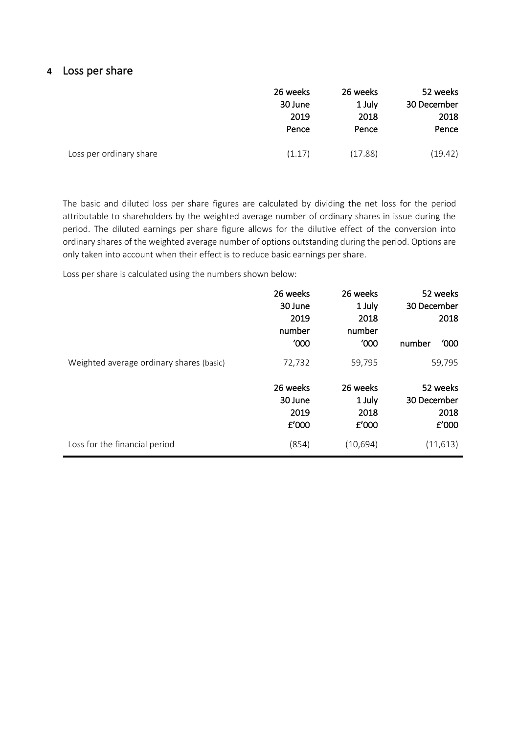## 4 Loss per share

| | 26 weeks 30 June 2019 Pence | 26 weeks 1 July 2018 Pence | 52 weeks 30 December 2018 Pence |
|---|---|---|---|
| Loss per ordinary share | (1.17) | (17.88) | (19.42) |

The basic and diluted loss per share figures are calculated by dividing the net loss for the period attributable to shareholders by the weighted average number of ordinary shares in issue during the period. The diluted earnings per share figure allows for the dilutive effect of the conversion into ordinary shares of the weighted average number of options outstanding during the period. Options are only taken into account when their effect is to reduce basic earnings per share.

Loss per share is calculated using the numbers shown below:

| | 26 weeks 30 June 2019 number '000 | 26 weeks 1 July 2018 number '000 | 52 weeks 30 December 2018 number '000 |
|---|---|---|---|
| Weighted average ordinary shares (basic) | 72,732 | 59,795 | 59,795 |
| | **26 weeks 30 June 2019 £'000** | **26 weeks 1 July 2018 £'000** | **52 weeks 30 December 2018 £'000** |
| Loss for the financial period | (854) | (10,694) | (11,613) |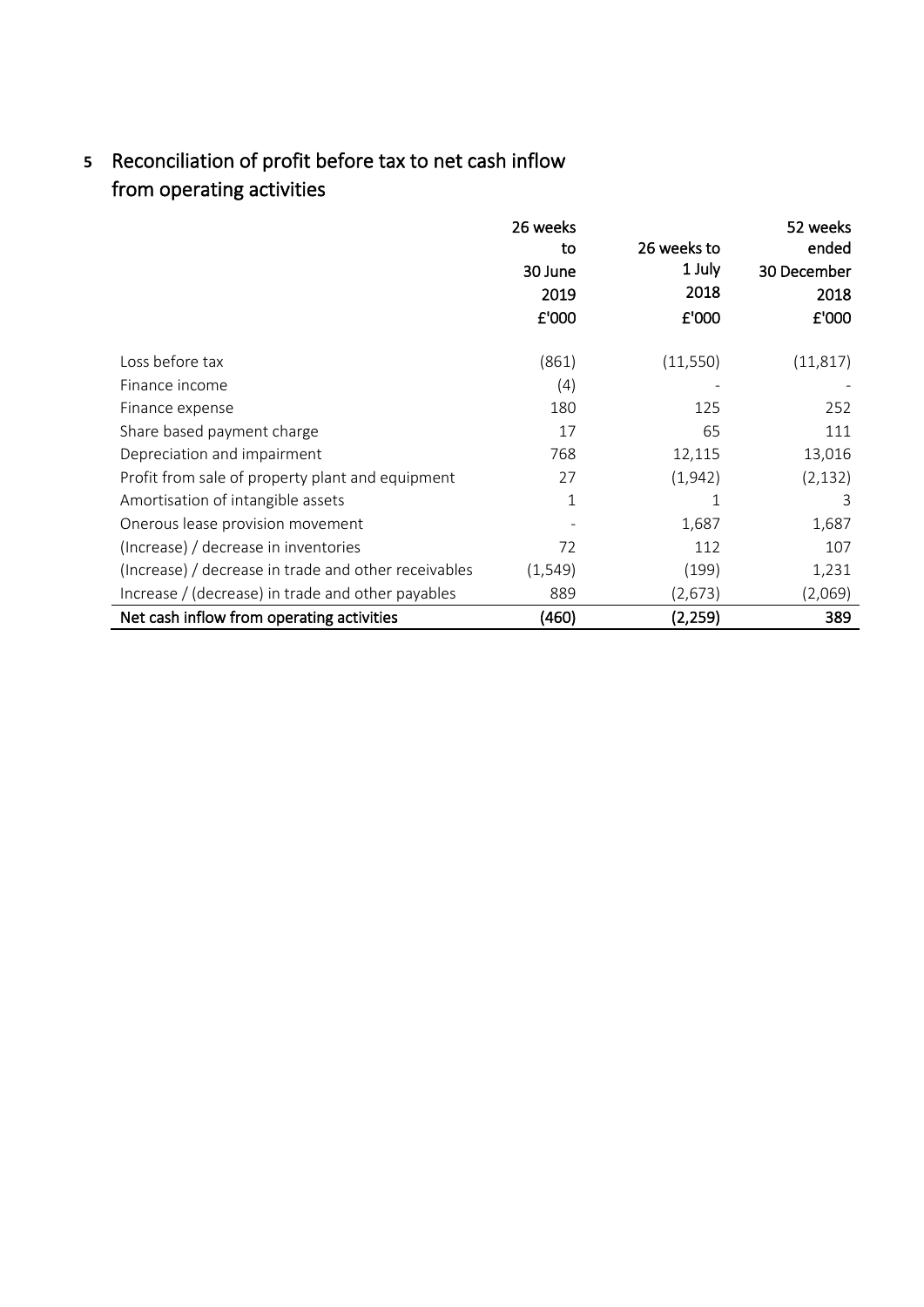## 5 Reconciliation of profit before tax to net cash inflow from operating activities

| | 26 weeks to 30 June 2019 £'000 | 26 weeks to 1 July 2018 £'000 | 52 weeks ended 30 December 2018 £'000 |
|---|---|---|---|
| Loss before tax | (861) | (11,550) | (11,817) |
| Finance income | (4) | - | - |
| Finance expense | 180 | 125 | 252 |
| Share based payment charge | 17 | 65 | 111 |
| Depreciation and impairment | 768 | 12,115 | 13,016 |
| Profit from sale of property plant and equipment | 27 | (1,942) | (2,132) |
| Amortisation of intangible assets | 1 | 1 | 3 |
| Onerous lease provision movement | - | 1,687 | 1,687 |
| (Increase) / decrease in inventories | 72 | 112 | 107 |
| (Increase) / decrease in trade and other receivables | (1,549) | (199) | 1,231 |
| Increase / (decrease) in trade and other payables | 889 | (2,673) | (2,069) |
| **Net cash inflow from operating activities** | **(460)** | **(2,259)** | **389** |